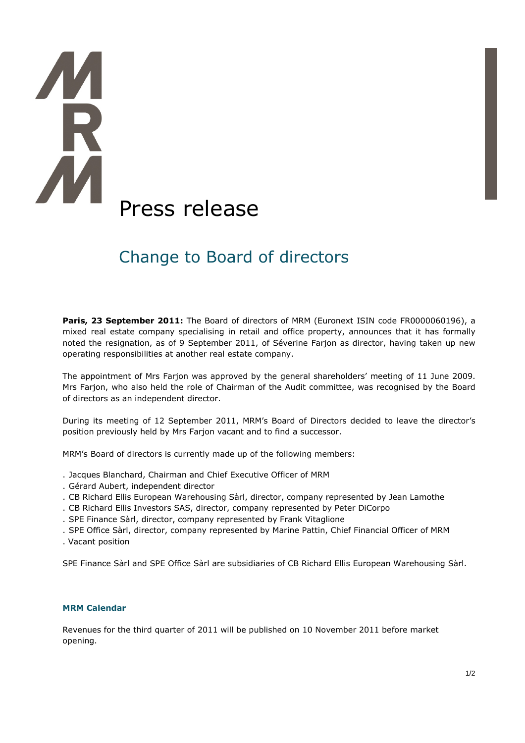# Press release

## Change to Board of directors

**Paris, 23 September 2011:** The Board of directors of MRM (Euronext ISIN code FR0000060196), a mixed real estate company specialising in retail and office property, announces that it has formally noted the resignation, as of 9 September 2011, of Séverine Farjon as director, having taken up new operating responsibilities at another real estate company.

The appointment of Mrs Farjon was approved by the general shareholders' meeting of 11 June 2009. Mrs Farjon, who also held the role of Chairman of the Audit committee, was recognised by the Board of directors as an independent director.

During its meeting of 12 September 2011, MRM's Board of Directors decided to leave the director's position previously held by Mrs Farjon vacant and to find a successor.

MRM's Board of directors is currently made up of the following members:

. Jacques Blanchard, Chairman and Chief Executive Officer of MRM
. Gérard Aubert, independent director
. CB Richard Ellis European Warehousing Sàrl, director, company represented by Jean Lamothe
. CB Richard Ellis Investors SAS, director, company represented by Peter DiCorpo
. SPE Finance Sàrl, director, company represented by Frank Vitaglione
. SPE Office Sàrl, director, company represented by Marine Pattin, Chief Financial Officer of MRM
. Vacant position

SPE Finance Sàrl and SPE Office Sàrl are subsidiaries of CB Richard Ellis European Warehousing Sàrl.

### MRM Calendar

Revenues for the third quarter of 2011 will be published on 10 November 2011 before market opening.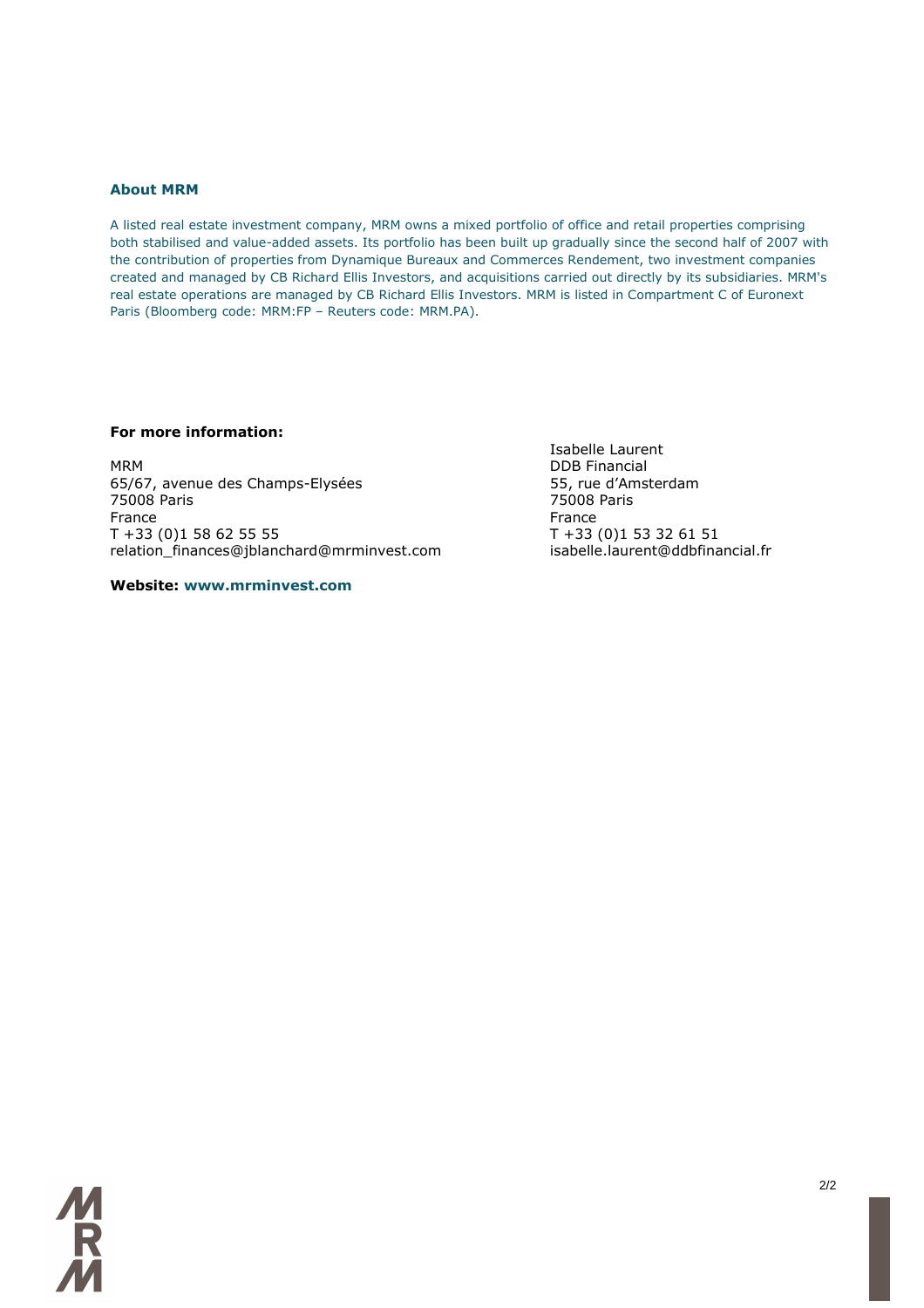## About MRM

A listed real estate investment company, MRM owns a mixed portfolio of office and retail properties comprising both stabilised and value-added assets. Its portfolio has been built up gradually since the second half of 2007 with the contribution of properties from Dynamique Bureaux and Commerces Rendement, two investment companies created and managed by CB Richard Ellis Investors, and acquisitions carried out directly by its subsidiaries. MRM's real estate operations are managed by CB Richard Ellis Investors. MRM is listed in Compartment C of Euronext Paris (Bloomberg code: MRM:FP – Reuters code: MRM.PA).

**For more information:**

MRM
65/67, avenue des Champs-Elysées
75008 Paris
France
T +33 (0)1 58 62 55 55
relation_finances@jblanchard@mrminvest.com

Isabelle Laurent
DDB Financial
55, rue d'Amsterdam
75008 Paris
France
T +33 (0)1 53 32 61 51
isabelle.laurent@ddbfinancial.fr

**Website: www.mrminvest.com**